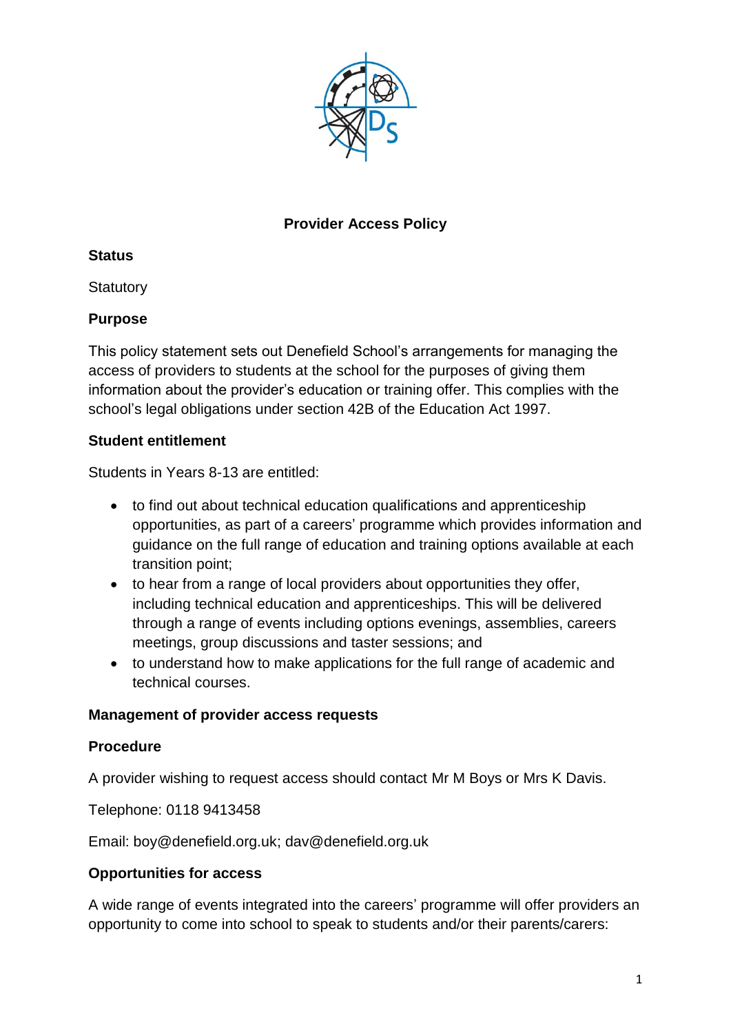# Provider Access Policy

**Status**

Statutory

**Purpose**

This policy statement sets out Denefield School's arrangements for managing the access of providers to students at the school for the purposes of giving them information about the provider's education or training offer. This complies with the school's legal obligations under section 42B of the Education Act 1997.

**Student entitlement**

Students in Years 8-13 are entitled:

- to find out about technical education qualifications and apprenticeship opportunities, as part of a careers' programme which provides information and guidance on the full range of education and training options available at each transition point;
- to hear from a range of local providers about opportunities they offer, including technical education and apprenticeships. This will be delivered through a range of events including options evenings, assemblies, careers meetings, group discussions and taster sessions; and
- to understand how to make applications for the full range of academic and technical courses.

**Management of provider access requests**

**Procedure**

A provider wishing to request access should contact Mr M Boys or Mrs K Davis.

Telephone: 0118 9413458

Email: boy@denefield.org.uk; dav@denefield.org.uk

**Opportunities for access**

A wide range of events integrated into the careers' programme will offer providers an opportunity to come into school to speak to students and/or their parents/carers: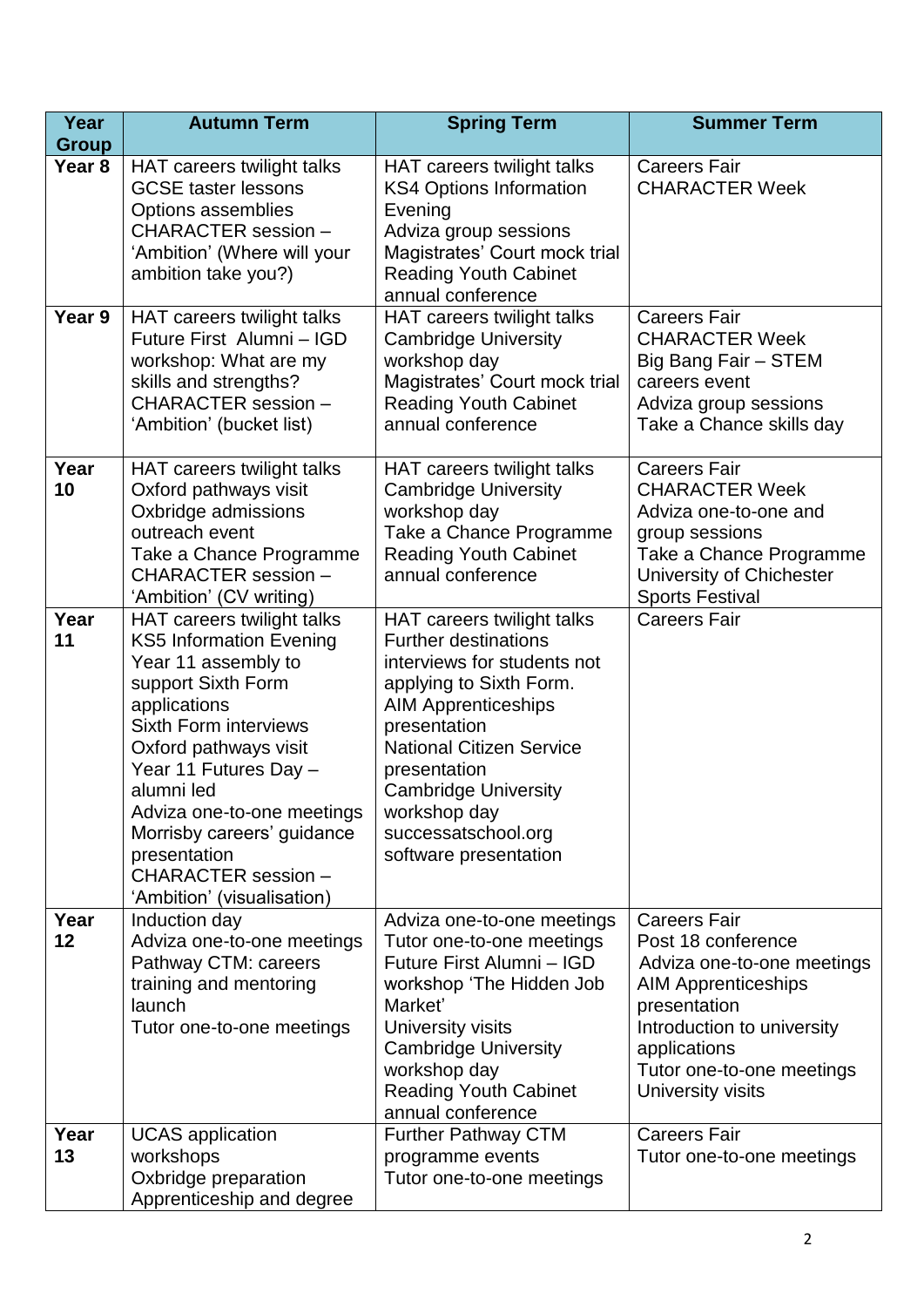| Year Group | Autumn Term | Spring Term | Summer Term |
|---|---|---|---|
| Year 8 | HAT careers twilight talks<br>GCSE taster lessons<br>Options assemblies<br>CHARACTER session – 'Ambition' (Where will your ambition take you?) | HAT careers twilight talks<br>KS4 Options Information Evening<br>Adviza group sessions<br>Magistrates' Court mock trial<br>Reading Youth Cabinet annual conference | Careers Fair<br>CHARACTER Week |
| Year 9 | HAT careers twilight talks<br>Future First Alumni – IGD workshop: What are my skills and strengths?<br>CHARACTER session – 'Ambition' (bucket list) | HAT careers twilight talks<br>Cambridge University workshop day<br>Magistrates' Court mock trial<br>Reading Youth Cabinet annual conference | Careers Fair<br>CHARACTER Week<br>Big Bang Fair – STEM careers event<br>Adviza group sessions<br>Take a Chance skills day |
| Year 10 | HAT careers twilight talks<br>Oxford pathways visit<br>Oxbridge admissions outreach event<br>Take a Chance Programme<br>CHARACTER session – 'Ambition' (CV writing) | HAT careers twilight talks<br>Cambridge University workshop day<br>Take a Chance Programme<br>Reading Youth Cabinet annual conference | Careers Fair<br>CHARACTER Week<br>Adviza one-to-one and group sessions<br>Take a Chance Programme<br>University of Chichester Sports Festival |
| Year 11 | HAT careers twilight talks<br>KS5 Information Evening<br>Year 11 assembly to support Sixth Form applications<br>Sixth Form interviews<br>Oxford pathways visit<br>Year 11 Futures Day – alumni led<br>Adviza one-to-one meetings<br>Morrisby careers' guidance presentation<br>CHARACTER session – 'Ambition' (visualisation) | HAT careers twilight talks<br>Further destinations interviews for students not applying to Sixth Form.<br>AIM Apprenticeships presentation<br>National Citizen Service presentation<br>Cambridge University workshop day<br>successatschool.org software presentation | Careers Fair |
| Year 12 | Induction day<br>Adviza one-to-one meetings<br>Pathway CTM: careers training and mentoring launch<br>Tutor one-to-one meetings | Adviza one-to-one meetings<br>Tutor one-to-one meetings<br>Future First Alumni – IGD workshop 'The Hidden Job Market'<br>University visits<br>Cambridge University workshop day<br>Reading Youth Cabinet annual conference | Careers Fair<br>Post 18 conference<br>Adviza one-to-one meetings<br>AIM Apprenticeships presentation<br>Introduction to university applications<br>Tutor one-to-one meetings<br>University visits |
| Year 13 | UCAS application workshops<br>Oxbridge preparation<br>Apprenticeship and degree | Further Pathway CTM programme events<br>Tutor one-to-one meetings | Careers Fair<br>Tutor one-to-one meetings |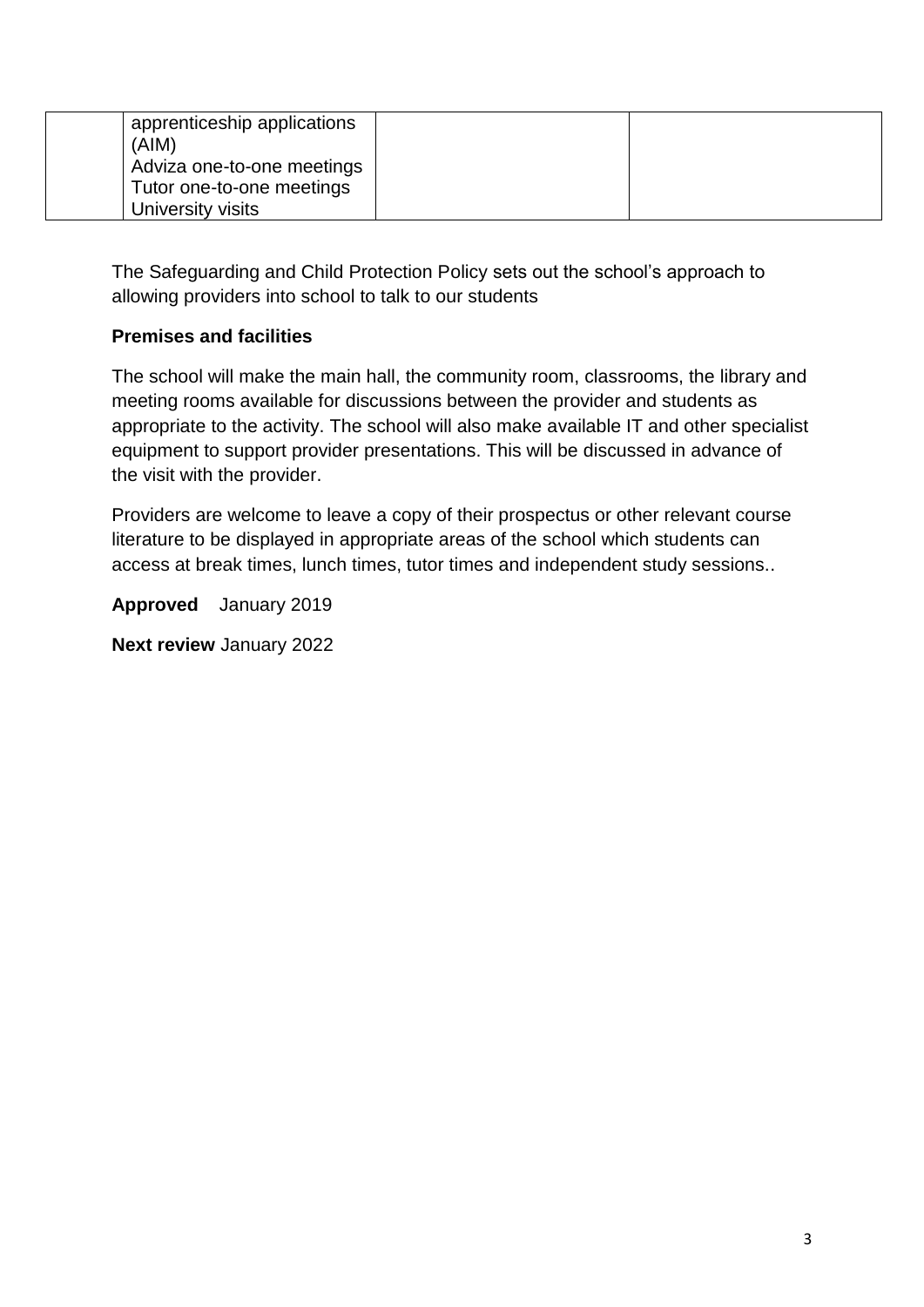| | | | |
|---|---|---|---|
| | apprenticeship applications (AIM)<br>Adviza one-to-one meetings<br>Tutor one-to-one meetings<br>University visits | | |

The Safeguarding and Child Protection Policy sets out the school's approach to allowing providers into school to talk to our students

**Premises and facilities**

The school will make the main hall, the community room, classrooms, the library and meeting rooms available for discussions between the provider and students as appropriate to the activity. The school will also make available IT and other specialist equipment to support provider presentations. This will be discussed in advance of the visit with the provider.

Providers are welcome to leave a copy of their prospectus or other relevant course literature to be displayed in appropriate areas of the school which students can access at break times, lunch times, tutor times and independent study sessions..

**Approved** January 2019

**Next review** January 2022